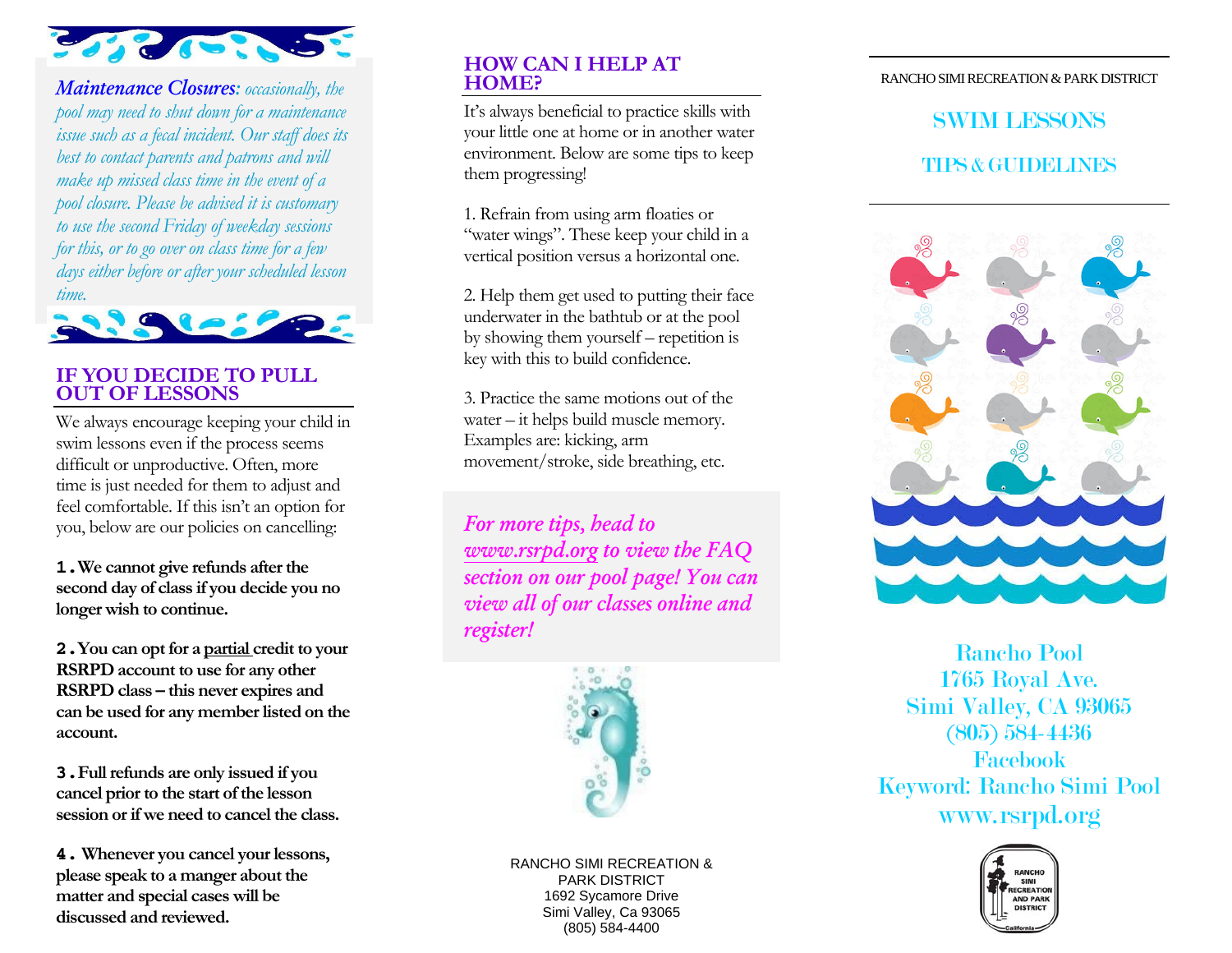*Maintenance Closures: occasionally, the pool may need to shut down for a maintenance issue such as a fecal incident. Our staff does its best to contact parents and patrons and will make up missed class time in the event of a pool closure. Please be advised it is customary to use the second Friday of weekday sessions for this, or to go over on class time for a few days either before or after your scheduled lesson time.*

## IF YOU DECIDE TO PULL OUT OF LESSONS

We always encourage keeping your child in swim lessons even if the process seems difficult or unproductive. Often, more time is just needed for them to adjust and feel comfortable. If this isn't an option for you, below are our policies on cancelling:

**1. We cannot give refunds after the second day of class if you decide you no longer wish to continue.**

**2. You can opt for a partial credit to your RSRPD account to use for any other RSRPD class – this never expires and can be used for any member listed on the account.**

**3. Full refunds are only issued if you cancel prior to the start of the lesson session or if we need to cancel the class.**

**4. Whenever you cancel your lessons, please speak to a manger about the matter and special cases will be discussed and reviewed.**

## HOW CAN I HELP AT HOME?

It's always beneficial to practice skills with your little one at home or in another water environment. Below are some tips to keep them progressing!

1. Refrain from using arm floaties or "water wings". These keep your child in a vertical position versus a horizontal one.

2. Help them get used to putting their face underwater in the bathtub or at the pool by showing them yourself – repetition is key with this to build confidence.

3. Practice the same motions out of the water – it helps build muscle memory. Examples are: kicking, arm movement/stroke, side breathing, etc.

*For more tips, head to www.rsrpd.org to view the FAQ section on our pool page! You can view all of our classes online and register!*

RANCHO SIMI RECREATION & PARK DISTRICT
1692 Sycamore Drive
Simi Valley, Ca 93065
(805) 584-4400

RANCHO SIMI RECREATION & PARK DISTRICT

# SWIM LESSONS

## TIPS & GUIDELINES

Rancho Pool
1765 Royal Ave.
Simi Valley, CA 93065
(805) 584-4436
Facebook
Keyword: Rancho Simi Pool
www.rsrpd.org

RANCHO SIMI RECREATION AND PARK DISTRICT
California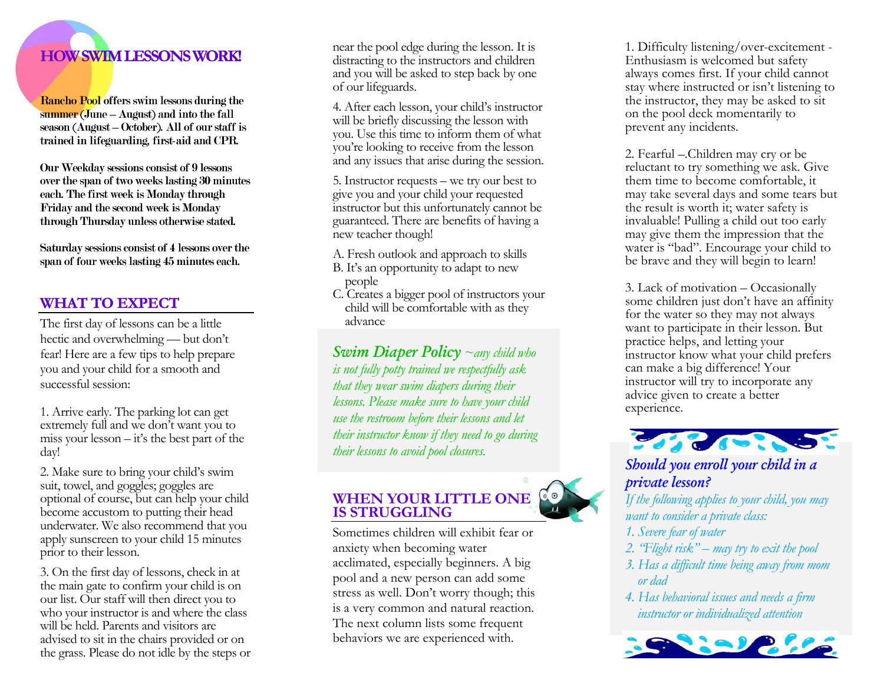## HOW SWIM LESSONS WORK!

**Rancho Pool offers swim lessons during the summer (June – August) and into the fall season (August – October). All of our staff is trained in lifeguarding, first-aid and CPR.**

**Our Weekday sessions consist of 9 lessons over the span of two weeks lasting 30 minutes each. The first week is Monday through Friday and the second week is Monday through Thursday unless otherwise stated.**

**Saturday sessions consist of 4 lessons over the span of four weeks lasting 45 minutes each.**

## WHAT TO EXPECT

The first day of lessons can be a little hectic and overwhelming — but don't fear! Here are a few tips to help prepare you and your child for a smooth and successful session:

1. Arrive early. The parking lot can get extremely full and we don't want you to miss your lesson – it's the best part of the day!

2. Make sure to bring your child's swim suit, towel, and goggles; goggles are optional of course, but can help your child become accustom to putting their head underwater. We also recommend that you apply sunscreen to your child 15 minutes prior to their lesson.

3. On the first day of lessons, check in at the main gate to confirm your child is on our list. Our staff will then direct you to who your instructor is and where the class will be held. Parents and visitors are advised to sit in the chairs provided or on the grass. Please do not idle by the steps or near the pool edge during the lesson. It is distracting to the instructors and children and you will be asked to step back by one of our lifeguards.

4. After each lesson, your child's instructor will be briefly discussing the lesson with you. Use this time to inform them of what you're looking to receive from the lesson and any issues that arise during the session.

5. Instructor requests – we try our best to give you and your child your requested instructor but this unfortunately cannot be guaranteed. There are benefits of having a new teacher though!

A. Fresh outlook and approach to skills
B. It's an opportunity to adapt to new people
C. Creates a bigger pool of instructors your child will be comfortable with as they advance

***Swim Diaper Policy*** *~any child who is not fully potty trained we respectfully ask that they wear swim diapers during their lessons. Please make sure to have your child use the restroom before their lessons and let their instructor know if they need to go during their lessons to avoid pool closures.*

## WHEN YOUR LITTLE ONE IS STRUGGLING

Sometimes children will exhibit fear or anxiety when becoming water acclimated, especially beginners. A big pool and a new person can add some stress as well. Don't worry though; this is a very common and natural reaction. The next column lists some frequent behaviors we are experienced with.

1. Difficulty listening/over-excitement - Enthusiasm is welcomed but safety always comes first. If your child cannot stay where instructed or isn't listening to the instructor, they may be asked to sit on the pool deck momentarily to prevent any incidents.

2. Fearful –.Children may cry or be reluctant to try something we ask. Give them time to become comfortable, it may take several days and some tears but the result is worth it; water safety is invaluable! Pulling a child out too early may give them the impression that the water is "bad". Encourage your child to be brave and they will begin to learn!

3. Lack of motivation – Occasionally some children just don't have an affinity for the water so they may not always want to participate in their lesson. But practice helps, and letting your instructor know what your child prefers can make a big difference! Your instructor will try to incorporate any advice given to create a better experience.

### *Should you enroll your child in a private lesson?*

*If the following applies to your child, you may want to consider a private class:*

*1. Severe fear of water*
*2. "Flight risk" – may try to exit the pool*
*3. Has a difficult time being away from mom or dad*
*4. Has behavioral issues and needs a firm instructor or individualized attention*